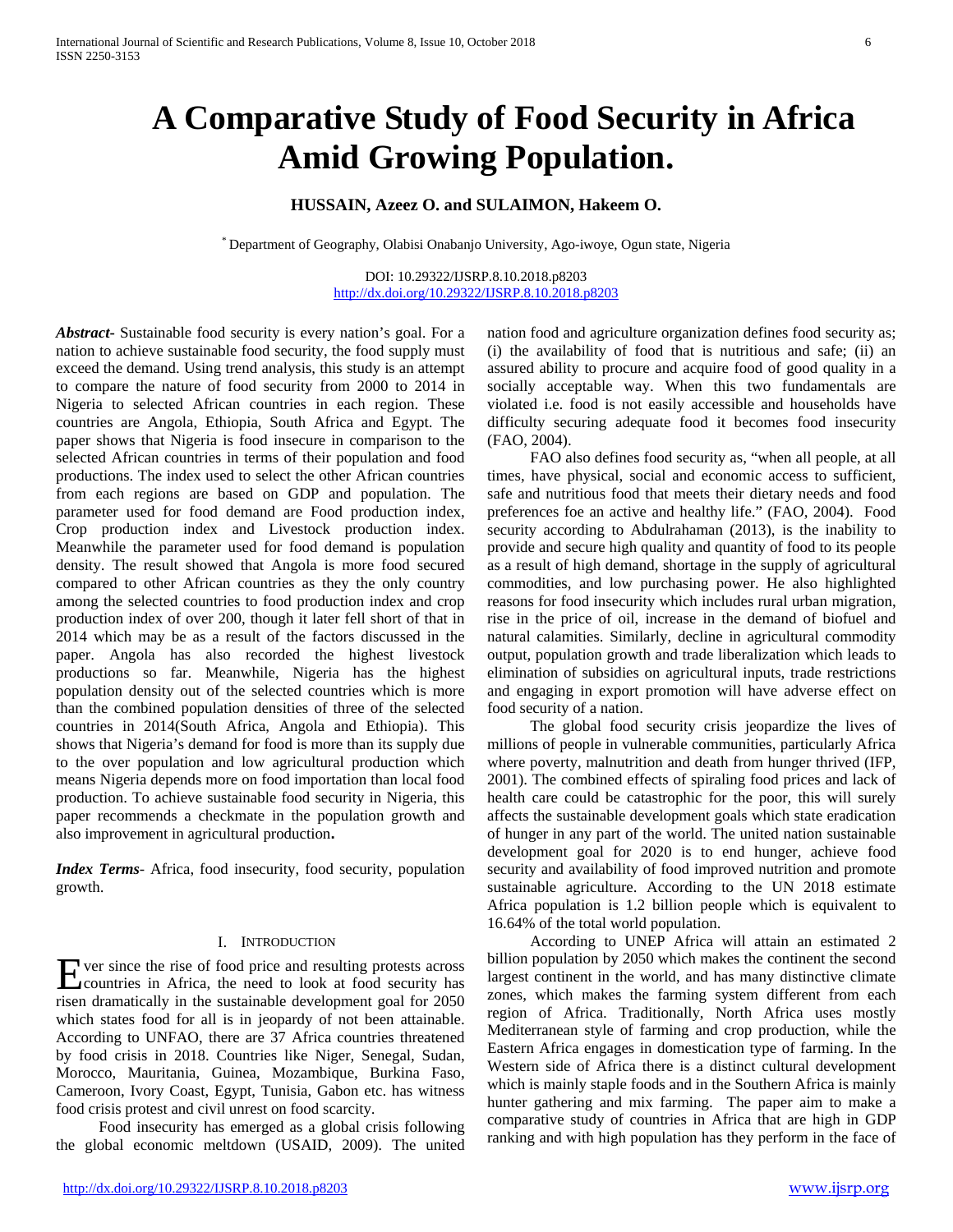# A Comparative Study of Food Security in Africa Amid Growing Population.

**HUSSAIN, Azeez O. and SULAIMON, Hakeem O.**

[*] Department of Geography, Olabisi Onabanjo University, Ago-iwoye, Ogun state, Nigeria

DOI: 10.29322/IJSRP.8.10.2018.p8203
http://dx.doi.org/10.29322/IJSRP.8.10.2018.p8203

***Abstract***- Sustainable food security is every nation's goal. For a nation to achieve sustainable food security, the food supply must exceed the demand. Using trend analysis, this study is an attempt to compare the nature of food security from 2000 to 2014 in Nigeria to selected African countries in each region. These countries are Angola, Ethiopia, South Africa and Egypt. The paper shows that Nigeria is food insecure in comparison to the selected African countries in terms of their population and food productions. The index used to select the other African countries from each regions are based on GDP and population. The parameter used for food demand are Food production index, Crop production index and Livestock production index. Meanwhile the parameter used for food demand is population density. The result showed that Angola is more food secured compared to other African countries as they the only country among the selected countries to food production index and crop production index of over 200, though it later fell short of that in 2014 which may be as a result of the factors discussed in the paper. Angola has also recorded the highest livestock productions so far. Meanwhile, Nigeria has the highest population density out of the selected countries which is more than the combined population densities of three of the selected countries in 2014(South Africa, Angola and Ethiopia). This shows that Nigeria's demand for food is more than its supply due to the over population and low agricultural production which means Nigeria depends more on food importation than local food production. To achieve sustainable food security in Nigeria, this paper recommends a checkmate in the population growth and also improvement in agricultural production**.**

***Index Terms***- Africa, food insecurity, food security, population growth.

## I. Introduction

Ever since the rise of food price and resulting protests across countries in Africa, the need to look at food security has risen dramatically in the sustainable development goal for 2050 which states food for all is in jeopardy of not been attainable. According to UNFAO, there are 37 Africa countries threatened by food crisis in 2018. Countries like Niger, Senegal, Sudan, Morocco, Mauritania, Guinea, Mozambique, Burkina Faso, Cameroon, Ivory Coast, Egypt, Tunisia, Gabon etc. has witness food crisis protest and civil unrest on food scarcity.

Food insecurity has emerged as a global crisis following the global economic meltdown (USAID, 2009). The united nation food and agriculture organization defines food security as; (i) the availability of food that is nutritious and safe; (ii) an assured ability to procure and acquire food of good quality in a socially acceptable way. When this two fundamentals are violated i.e. food is not easily accessible and households have difficulty securing adequate food it becomes food insecurity (FAO, 2004).

FAO also defines food security as, "when all people, at all times, have physical, social and economic access to sufficient, safe and nutritious food that meets their dietary needs and food preferences foe an active and healthy life." (FAO, 2004). Food security according to Abdulrahaman (2013), is the inability to provide and secure high quality and quantity of food to its people as a result of high demand, shortage in the supply of agricultural commodities, and low purchasing power. He also highlighted reasons for food insecurity which includes rural urban migration, rise in the price of oil, increase in the demand of biofuel and natural calamities. Similarly, decline in agricultural commodity output, population growth and trade liberalization which leads to elimination of subsidies on agricultural inputs, trade restrictions and engaging in export promotion will have adverse effect on food security of a nation.

The global food security crisis jeopardize the lives of millions of people in vulnerable communities, particularly Africa where poverty, malnutrition and death from hunger thrived (IFP, 2001). The combined effects of spiraling food prices and lack of health care could be catastrophic for the poor, this will surely affects the sustainable development goals which state eradication of hunger in any part of the world. The united nation sustainable development goal for 2020 is to end hunger, achieve food security and availability of food improved nutrition and promote sustainable agriculture. According to the UN 2018 estimate Africa population is 1.2 billion people which is equivalent to 16.64% of the total world population.

According to UNEP Africa will attain an estimated 2 billion population by 2050 which makes the continent the second largest continent in the world, and has many distinctive climate zones, which makes the farming system different from each region of Africa. Traditionally, North Africa uses mostly Mediterranean style of farming and crop production, while the Eastern Africa engages in domestication type of farming. In the Western side of Africa there is a distinct cultural development which is mainly staple foods and in the Southern Africa is mainly hunter gathering and mix farming. The paper aim to make a comparative study of countries in Africa that are high in GDP ranking and with high population has they perform in the face of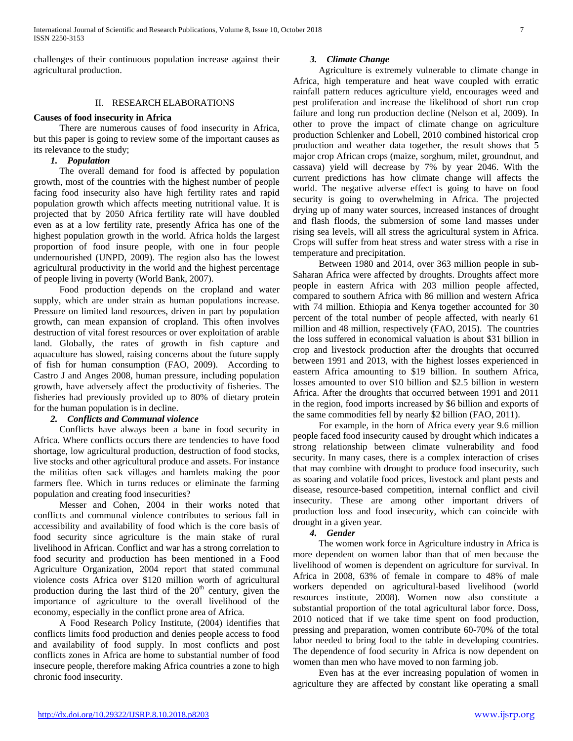challenges of their continuous population increase against their agricultural production.

## II. RESEARCH ELABORATIONS

**Causes of food insecurity in Africa**

There are numerous causes of food insecurity in Africa, but this paper is going to review some of the important causes as its relevance to the study;

### *1. Population*

The overall demand for food is affected by population growth, most of the countries with the highest number of people facing food insecurity also have high fertility rates and rapid population growth which affects meeting nutritional value. It is projected that by 2050 Africa fertility rate will have doubled even as at a low fertility rate, presently Africa has one of the highest population growth in the world. Africa holds the largest proportion of food insure people, with one in four people undernourished (UNPD, 2009). The region also has the lowest agricultural productivity in the world and the highest percentage of people living in poverty (World Bank, 2007).

Food production depends on the cropland and water supply, which are under strain as human populations increase. Pressure on limited land resources, driven in part by population growth, can mean expansion of cropland. This often involves destruction of vital forest resources or over exploitation of arable land. Globally, the rates of growth in fish capture and aquaculture has slowed, raising concerns about the future supply of fish for human consumption (FAO, 2009). According to Castro J and Anges 2008, human pressure, including population growth, have adversely affect the productivity of fisheries. The fisheries had previously provided up to 80% of dietary protein for the human population is in decline.

### *2. Conflicts and Communal violence*

Conflicts have always been a bane in food security in Africa. Where conflicts occurs there are tendencies to have food shortage, low agricultural production, destruction of food stocks, live stocks and other agricultural produce and assets. For instance the militias often sack villages and hamlets making the poor farmers flee. Which in turns reduces or eliminate the farming population and creating food insecurities?

Messer and Cohen, 2004 in their works noted that conflicts and communal violence contributes to serious fall in accessibility and availability of food which is the core basis of food security since agriculture is the main stake of rural livelihood in African. Conflict and war has a strong correlation to food security and production has been mentioned in a Food Agriculture Organization, 2004 report that stated communal violence costs Africa over $120 million worth of agricultural production during the last third of the 20th century, given the importance of agriculture to the overall livelihood of the economy, especially in the conflict prone area of Africa.

A Food Research Policy Institute, (2004) identifies that conflicts limits food production and denies people access to food and availability of food supply. In most conflicts and post conflicts zones in Africa are home to substantial number of food insecure people, therefore making Africa countries a zone to high chronic food insecurity.

### *3. Climate Change*

Agriculture is extremely vulnerable to climate change in Africa, high temperature and heat wave coupled with erratic rainfall pattern reduces agriculture yield, encourages weed and pest proliferation and increase the likelihood of short run crop failure and long run production decline (Nelson et al, 2009). In other to prove the impact of climate change on agriculture production Schlenker and Lobell, 2010 combined historical crop production and weather data together, the result shows that 5 major crop African crops (maize, sorghum, milet, groundnut, and cassava) yield will decrease by 7% by year 2046. With the current predictions has how climate change will affects the world. The negative adverse effect is going to have on food security is going to overwhelming in Africa. The projected drying up of many water sources, increased instances of drought and flash floods, the submersion of some land masses under rising sea levels, will all stress the agricultural system in Africa. Crops will suffer from heat stress and water stress with a rise in temperature and precipitation.

Between 1980 and 2014, over 363 million people in sub-Saharan Africa were affected by droughts. Droughts affect more people in eastern Africa with 203 million people affected, compared to southern Africa with 86 million and western Africa with 74 million. Ethiopia and Kenya together accounted for 30 percent of the total number of people affected, with nearly 61 million and 48 million, respectively (FAO, 2015). The countries the loss suffered in economical valuation is about $31 billion in crop and livestock production after the droughts that occurred between 1991 and 2013, with the highest losses experienced in eastern Africa amounting to $19 billion. In southern Africa, losses amounted to over $10 billion and $2.5 billion in western Africa. After the droughts that occurred between 1991 and 2011 in the region, food imports increased by $6 billion and exports of the same commodities fell by nearly $2 billion (FAO, 2011).

For example, in the horn of Africa every year 9.6 million people faced food insecurity caused by drought which indicates a strong relationship between climate vulnerability and food security. In many cases, there is a complex interaction of crises that may combine with drought to produce food insecurity, such as soaring and volatile food prices, livestock and plant pests and disease, resource-based competition, internal conflict and civil insecurity. These are among other important drivers of production loss and food insecurity, which can coincide with drought in a given year.

### *4. Gender*

The women work force in Agriculture industry in Africa is more dependent on women labor than that of men because the livelihood of women is dependent on agriculture for survival. In Africa in 2008, 63% of female in compare to 48% of male workers depended on agricultural-based livelihood (world resources institute, 2008). Women now also constitute a substantial proportion of the total agricultural labor force. Doss, 2010 noticed that if we take time spent on food production, pressing and preparation, women contribute 60-70% of the total labor needed to bring food to the table in developing countries. The dependence of food security in Africa is now dependent on women than men who have moved to non farming job.

Even has at the ever increasing population of women in agriculture they are affected by constant like operating a small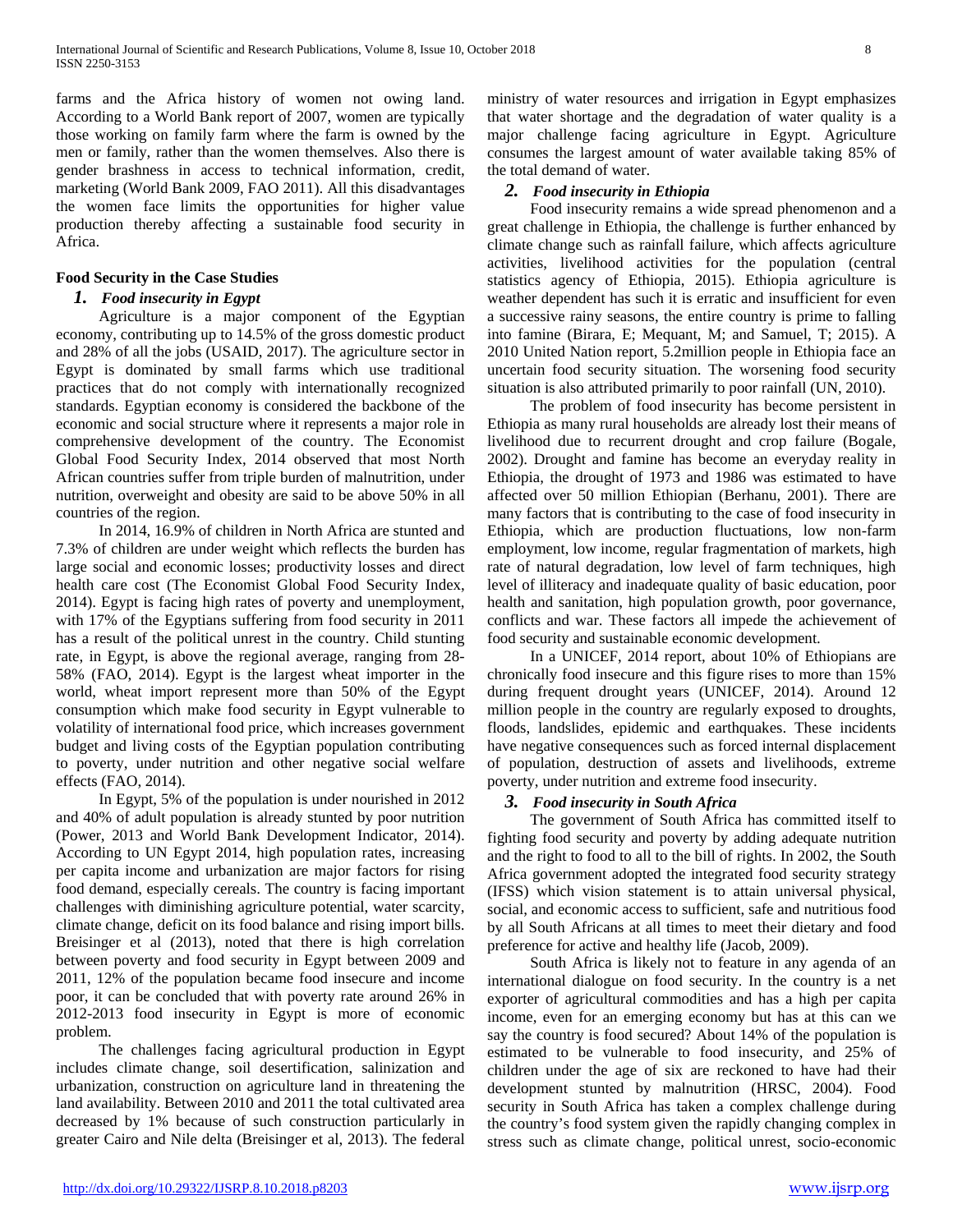farms and the Africa history of women not owing land. According to a World Bank report of 2007, women are typically those working on family farm where the farm is owned by the men or family, rather than the women themselves. Also there is gender brashness in access to technical information, credit, marketing (World Bank 2009, FAO 2011). All this disadvantages the women face limits the opportunities for higher value production thereby affecting a sustainable food security in Africa.

**Food Security in the Case Studies**

### *1. Food insecurity in Egypt*

Agriculture is a major component of the Egyptian economy, contributing up to 14.5% of the gross domestic product and 28% of all the jobs (USAID, 2017). The agriculture sector in Egypt is dominated by small farms which use traditional practices that do not comply with internationally recognized standards. Egyptian economy is considered the backbone of the economic and social structure where it represents a major role in comprehensive development of the country. The Economist Global Food Security Index, 2014 observed that most North African countries suffer from triple burden of malnutrition, under nutrition, overweight and obesity are said to be above 50% in all countries of the region.

In 2014, 16.9% of children in North Africa are stunted and 7.3% of children are under weight which reflects the burden has large social and economic losses; productivity losses and direct health care cost (The Economist Global Food Security Index, 2014). Egypt is facing high rates of poverty and unemployment, with 17% of the Egyptians suffering from food security in 2011 has a result of the political unrest in the country. Child stunting rate, in Egypt, is above the regional average, ranging from 28-58% (FAO, 2014). Egypt is the largest wheat importer in the world, wheat import represent more than 50% of the Egypt consumption which make food security in Egypt vulnerable to volatility of international food price, which increases government budget and living costs of the Egyptian population contributing to poverty, under nutrition and other negative social welfare effects (FAO, 2014).

In Egypt, 5% of the population is under nourished in 2012 and 40% of adult population is already stunted by poor nutrition (Power, 2013 and World Bank Development Indicator, 2014). According to UN Egypt 2014, high population rates, increasing per capita income and urbanization are major factors for rising food demand, especially cereals. The country is facing important challenges with diminishing agriculture potential, water scarcity, climate change, deficit on its food balance and rising import bills. Breisinger et al (2013), noted that there is high correlation between poverty and food security in Egypt between 2009 and 2011, 12% of the population became food insecure and income poor, it can be concluded that with poverty rate around 26% in 2012-2013 food insecurity in Egypt is more of economic problem.

The challenges facing agricultural production in Egypt includes climate change, soil desertification, salinization and urbanization, construction on agriculture land in threatening the land availability. Between 2010 and 2011 the total cultivated area decreased by 1% because of such construction particularly in greater Cairo and Nile delta (Breisinger et al, 2013). The federal ministry of water resources and irrigation in Egypt emphasizes that water shortage and the degradation of water quality is a major challenge facing agriculture in Egypt. Agriculture consumes the largest amount of water available taking 85% of the total demand of water.

### *2. Food insecurity in Ethiopia*

Food insecurity remains a wide spread phenomenon and a great challenge in Ethiopia, the challenge is further enhanced by climate change such as rainfall failure, which affects agriculture activities, livelihood activities for the population (central statistics agency of Ethiopia, 2015). Ethiopia agriculture is weather dependent has such it is erratic and insufficient for even a successive rainy seasons, the entire country is prime to falling into famine (Birara, E; Mequant, M; and Samuel, T; 2015). A 2010 United Nation report, 5.2million people in Ethiopia face an uncertain food security situation. The worsening food security situation is also attributed primarily to poor rainfall (UN, 2010).

The problem of food insecurity has become persistent in Ethiopia as many rural households are already lost their means of livelihood due to recurrent drought and crop failure (Bogale, 2002). Drought and famine has become an everyday reality in Ethiopia, the drought of 1973 and 1986 was estimated to have affected over 50 million Ethiopian (Berhanu, 2001). There are many factors that is contributing to the case of food insecurity in Ethiopia, which are production fluctuations, low non-farm employment, low income, regular fragmentation of markets, high rate of natural degradation, low level of farm techniques, high level of illiteracy and inadequate quality of basic education, poor health and sanitation, high population growth, poor governance, conflicts and war. These factors all impede the achievement of food security and sustainable economic development.

In a UNICEF, 2014 report, about 10% of Ethiopians are chronically food insecure and this figure rises to more than 15% during frequent drought years (UNICEF, 2014). Around 12 million people in the country are regularly exposed to droughts, floods, landslides, epidemic and earthquakes. These incidents have negative consequences such as forced internal displacement of population, destruction of assets and livelihoods, extreme poverty, under nutrition and extreme food insecurity.

### *3. Food insecurity in South Africa*

The government of South Africa has committed itself to fighting food security and poverty by adding adequate nutrition and the right to food to all to the bill of rights. In 2002, the South Africa government adopted the integrated food security strategy (IFSS) which vision statement is to attain universal physical, social, and economic access to sufficient, safe and nutritious food by all South Africans at all times to meet their dietary and food preference for active and healthy life (Jacob, 2009).

South Africa is likely not to feature in any agenda of an international dialogue on food security. In the country is a net exporter of agricultural commodities and has a high per capita income, even for an emerging economy but has at this can we say the country is food secured? About 14% of the population is estimated to be vulnerable to food insecurity, and 25% of children under the age of six are reckoned to have had their development stunted by malnutrition (HRSC, 2004). Food security in South Africa has taken a complex challenge during the country's food system given the rapidly changing complex in stress such as climate change, political unrest, socio-economic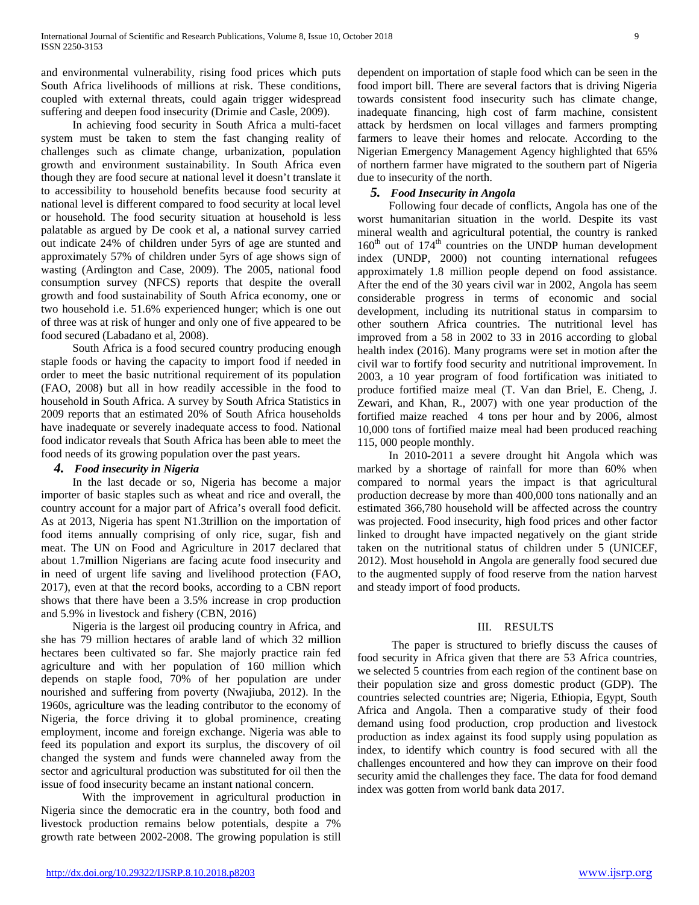and environmental vulnerability, rising food prices which puts South Africa livelihoods of millions at risk. These conditions, coupled with external threats, could again trigger widespread suffering and deepen food insecurity (Drimie and Casle, 2009).

In achieving food security in South Africa a multi-facet system must be taken to stem the fast changing reality of challenges such as climate change, urbanization, population growth and environment sustainability. In South Africa even though they are food secure at national level it doesn't translate it to accessibility to household benefits because food security at national level is different compared to food security at local level or household. The food security situation at household is less palatable as argued by De cook et al, a national survey carried out indicate 24% of children under 5yrs of age are stunted and approximately 57% of children under 5yrs of age shows sign of wasting (Ardington and Case, 2009). The 2005, national food consumption survey (NFCS) reports that despite the overall growth and food sustainability of South Africa economy, one or two household i.e. 51.6% experienced hunger; which is one out of three was at risk of hunger and only one of five appeared to be food secured (Labadano et al, 2008).

South Africa is a food secured country producing enough staple foods or having the capacity to import food if needed in order to meet the basic nutritional requirement of its population (FAO, 2008) but all in how readily accessible in the food to household in South Africa. A survey by South Africa Statistics in 2009 reports that an estimated 20% of South Africa households have inadequate or severely inadequate access to food. National food indicator reveals that South Africa has been able to meet the food needs of its growing population over the past years.

### 4. *Food insecurity in Nigeria*

In the last decade or so, Nigeria has become a major importer of basic staples such as wheat and rice and overall, the country account for a major part of Africa's overall food deficit. As at 2013, Nigeria has spent N1.3trillion on the importation of food items annually comprising of only rice, sugar, fish and meat. The UN on Food and Agriculture in 2017 declared that about 1.7million Nigerians are facing acute food insecurity and in need of urgent life saving and livelihood protection (FAO, 2017), even at that the record books, according to a CBN report shows that there have been a 3.5% increase in crop production and 5.9% in livestock and fishery (CBN, 2016)

Nigeria is the largest oil producing country in Africa, and she has 79 million hectares of arable land of which 32 million hectares been cultivated so far. She majorly practice rain fed agriculture and with her population of 160 million which depends on staple food, 70% of her population are under nourished and suffering from poverty (Nwajiuba, 2012). In the 1960s, agriculture was the leading contributor to the economy of Nigeria, the force driving it to global prominence, creating employment, income and foreign exchange. Nigeria was able to feed its population and export its surplus, the discovery of oil changed the system and funds were channeled away from the sector and agricultural production was substituted for oil then the issue of food insecurity became an instant national concern.

With the improvement in agricultural production in Nigeria since the democratic era in the country, both food and livestock production remains below potentials, despite a 7% growth rate between 2002-2008. The growing population is still dependent on importation of staple food which can be seen in the food import bill. There are several factors that is driving Nigeria towards consistent food insecurity such has climate change, inadequate financing, high cost of farm machine, consistent attack by herdsmen on local villages and farmers prompting farmers to leave their homes and relocate. According to the Nigerian Emergency Management Agency highlighted that 65% of northern farmer have migrated to the southern part of Nigeria due to insecurity of the north.

### 5. *Food Insecurity in Angola*

Following four decade of conflicts, Angola has one of the worst humanitarian situation in the world. Despite its vast mineral wealth and agricultural potential, the country is ranked 160[th] out of 174[th] countries on the UNDP human development index (UNDP, 2000) not counting international refugees approximately 1.8 million people depend on food assistance. After the end of the 30 years civil war in 2002, Angola has seem considerable progress in terms of economic and social development, including its nutritional status in comparsim to other southern Africa countries. The nutritional level has improved from a 58 in 2002 to 33 in 2016 according to global health index (2016). Many programs were set in motion after the civil war to fortify food security and nutritional improvement. In 2003, a 10 year program of food fortification was initiated to produce fortified maize meal (T. Van dan Briel, E. Cheng, J. Zewari, and Khan, R., 2007) with one year production of the fortified maize reached 4 tons per hour and by 2006, almost 10,000 tons of fortified maize meal had been produced reaching 115, 000 people monthly.

In 2010-2011 a severe drought hit Angola which was marked by a shortage of rainfall for more than 60% when compared to normal years the impact is that agricultural production decrease by more than 400,000 tons nationally and an estimated 366,780 household will be affected across the country was projected. Food insecurity, high food prices and other factor linked to drought have impacted negatively on the giant stride taken on the nutritional status of children under 5 (UNICEF, 2012). Most household in Angola are generally food secured due to the augmented supply of food reserve from the nation harvest and steady import of food products.

## III. RESULTS

The paper is structured to briefly discuss the causes of food security in Africa given that there are 53 Africa countries, we selected 5 countries from each region of the continent base on their population size and gross domestic product (GDP). The countries selected countries are; Nigeria, Ethiopia, Egypt, South Africa and Angola. Then a comparative study of their food demand using food production, crop production and livestock production as index against its food supply using population as index, to identify which country is food secured with all the challenges encountered and how they can improve on their food security amid the challenges they face. The data for food demand index was gotten from world bank data 2017.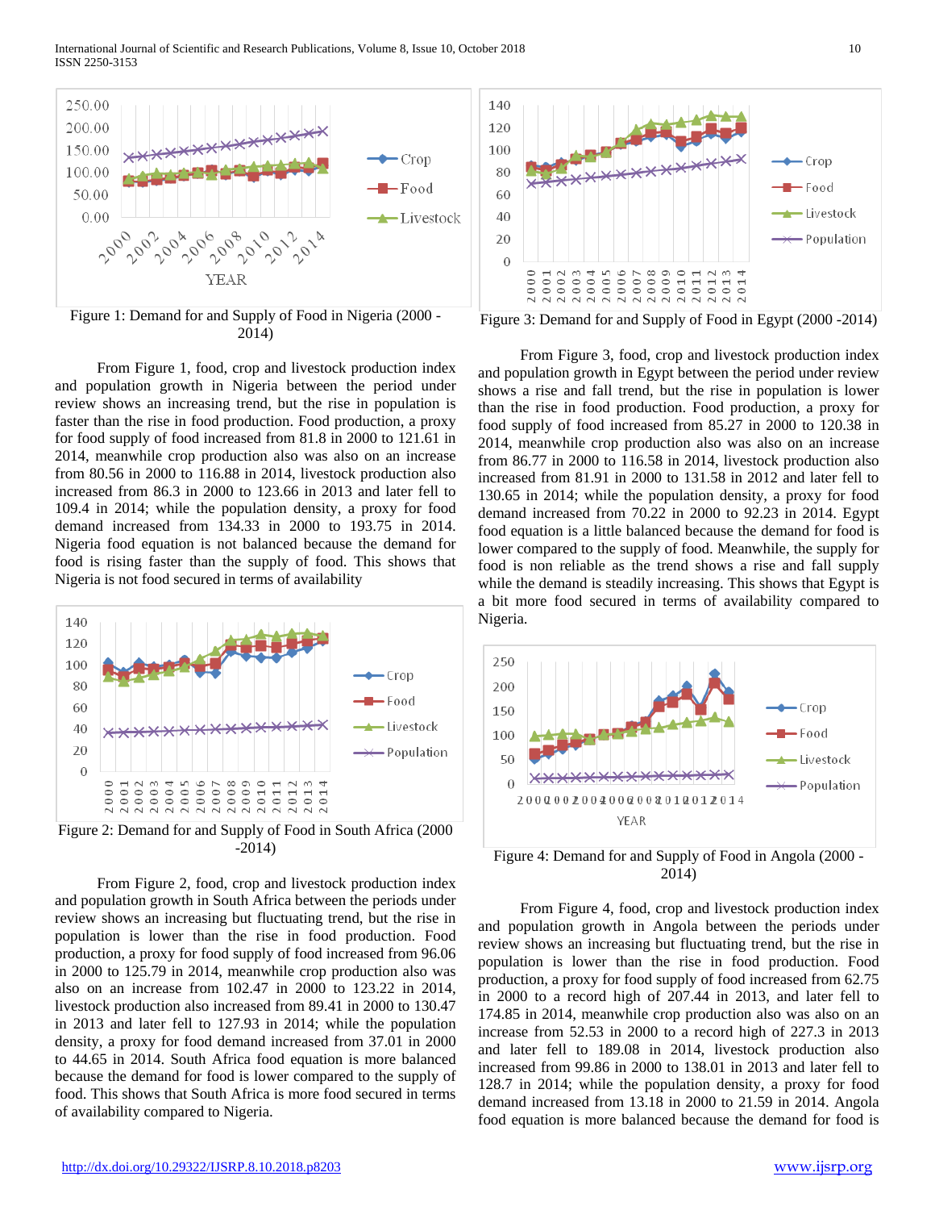Figure 1: Demand for and Supply of Food in Nigeria (2000 - 2014)

From Figure 1, food, crop and livestock production index and population growth in Nigeria between the period under review shows an increasing trend, but the rise in population is faster than the rise in food production. Food production, a proxy for food supply of food increased from 81.8 in 2000 to 121.61 in 2014, meanwhile crop production also was also on an increase from 80.56 in 2000 to 116.88 in 2014, livestock production also increased from 86.3 in 2000 to 123.66 in 2013 and later fell to 109.4 in 2014; while the population density, a proxy for food demand increased from 134.33 in 2000 to 193.75 in 2014. Nigeria food equation is not balanced because the demand for food is rising faster than the supply of food. This shows that Nigeria is not food secured in terms of availability

Figure 2: Demand for and Supply of Food in South Africa (2000 -2014)

From Figure 2, food, crop and livestock production index and population growth in South Africa between the periods under review shows an increasing but fluctuating trend, but the rise in population is lower than the rise in food production. Food production, a proxy for food supply of food increased from 96.06 in 2000 to 125.79 in 2014, meanwhile crop production also was also on an increase from 102.47 in 2000 to 123.22 in 2014, livestock production also increased from 89.41 in 2000 to 130.47 in 2013 and later fell to 127.93 in 2014; while the population density, a proxy for food demand increased from 37.01 in 2000 to 44.65 in 2014. South Africa food equation is more balanced because the demand for food is lower compared to the supply of food. This shows that South Africa is more food secured in terms of availability compared to Nigeria.

Figure 3: Demand for and Supply of Food in Egypt (2000 -2014)

From Figure 3, food, crop and livestock production index and population growth in Egypt between the period under review shows a rise and fall trend, but the rise in population is lower than the rise in food production. Food production, a proxy for food supply of food increased from 85.27 in 2000 to 120.38 in 2014, meanwhile crop production also was also on an increase from 86.77 in 2000 to 116.58 in 2014, livestock production also increased from 81.91 in 2000 to 131.58 in 2012 and later fell to 130.65 in 2014; while the population density, a proxy for food demand increased from 70.22 in 2000 to 92.23 in 2014. Egypt food equation is a little balanced because the demand for food is lower compared to the supply of food. Meanwhile, the supply for food is non reliable as the trend shows a rise and fall supply while the demand is steadily increasing. This shows that Egypt is a bit more food secured in terms of availability compared to Nigeria.

Figure 4: Demand for and Supply of Food in Angola (2000 - 2014)

From Figure 4, food, crop and livestock production index and population growth in Angola between the periods under review shows an increasing but fluctuating trend, but the rise in population is lower than the rise in food production. Food production, a proxy for food supply of food increased from 62.75 in 2000 to a record high of 207.44 in 2013, and later fell to 174.85 in 2014, meanwhile crop production also was also on an increase from 52.53 in 2000 to a record high of 227.3 in 2013 and later fell to 189.08 in 2014, livestock production also increased from 99.86 in 2000 to 138.01 in 2013 and later fell to 128.7 in 2014; while the population density, a proxy for food demand increased from 13.18 in 2000 to 21.59 in 2014. Angola food equation is more balanced because the demand for food is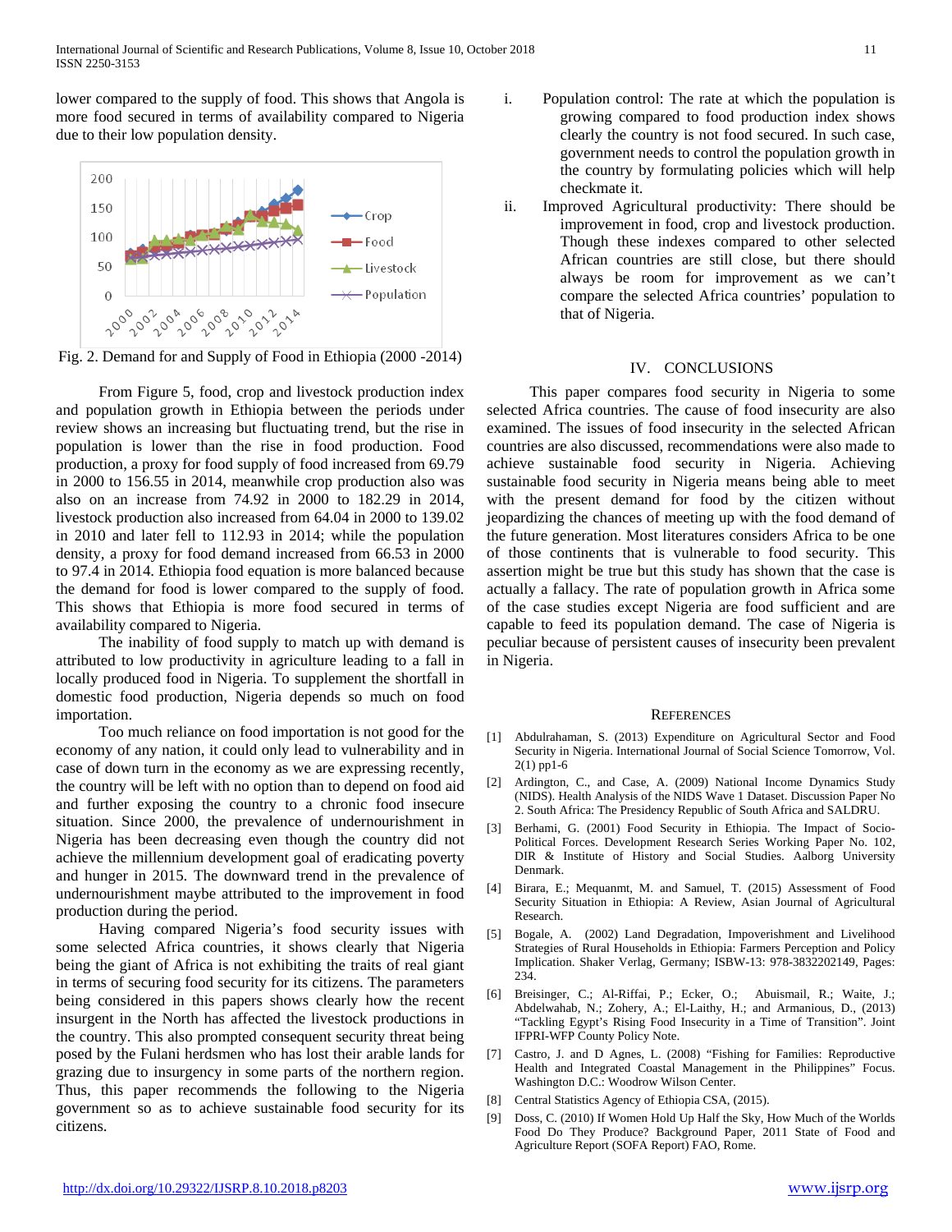lower compared to the supply of food. This shows that Angola is more food secured in terms of availability compared to Nigeria due to their low population density.

Fig. 2. Demand for and Supply of Food in Ethiopia (2000 -2014)

From Figure 5, food, crop and livestock production index and population growth in Ethiopia between the periods under review shows an increasing but fluctuating trend, but the rise in population is lower than the rise in food production. Food production, a proxy for food supply of food increased from 69.79 in 2000 to 156.55 in 2014, meanwhile crop production also was also on an increase from 74.92 in 2000 to 182.29 in 2014, livestock production also increased from 64.04 in 2000 to 139.02 in 2010 and later fell to 112.93 in 2014; while the population density, a proxy for food demand increased from 66.53 in 2000 to 97.4 in 2014. Ethiopia food equation is more balanced because the demand for food is lower compared to the supply of food. This shows that Ethiopia is more food secured in terms of availability compared to Nigeria.

The inability of food supply to match up with demand is attributed to low productivity in agriculture leading to a fall in locally produced food in Nigeria. To supplement the shortfall in domestic food production, Nigeria depends so much on food importation.

Too much reliance on food importation is not good for the economy of any nation, it could only lead to vulnerability and in case of down turn in the economy as we are expressing recently, the country will be left with no option than to depend on food aid and further exposing the country to a chronic food insecure situation. Since 2000, the prevalence of undernourishment in Nigeria has been decreasing even though the country did not achieve the millennium development goal of eradicating poverty and hunger in 2015. The downward trend in the prevalence of undernourishment maybe attributed to the improvement in food production during the period.

Having compared Nigeria's food security issues with some selected Africa countries, it shows clearly that Nigeria being the giant of Africa is not exhibiting the traits of real giant in terms of securing food security for its citizens. The parameters being considered in this papers shows clearly how the recent insurgent in the North has affected the livestock productions in the country. This also prompted consequent security threat being posed by the Fulani herdsmen who has lost their arable lands for grazing due to insurgency in some parts of the northern region. Thus, this paper recommends the following to the Nigeria government so as to achieve sustainable food security for its citizens.

i. Population control: The rate at which the population is growing compared to food production index shows clearly the country is not food secured. In such case, government needs to control the population growth in the country by formulating policies which will help checkmate it.

ii. Improved Agricultural productivity: There should be improvement in food, crop and livestock production. Though these indexes compared to other selected African countries are still close, but there should always be room for improvement as we can't compare the selected Africa countries' population to that of Nigeria.

## IV. CONCLUSIONS

This paper compares food security in Nigeria to some selected Africa countries. The cause of food insecurity are also examined. The issues of food insecurity in the selected African countries are also discussed, recommendations were also made to achieve sustainable food security in Nigeria. Achieving sustainable food security in Nigeria means being able to meet with the present demand for food by the citizen without jeopardizing the chances of meeting up with the food demand of the future generation. Most literatures considers Africa to be one of those continents that is vulnerable to food security. This assertion might be true but this study has shown that the case is actually a fallacy. The rate of population growth in Africa some of the case studies except Nigeria are food sufficient and are capable to feed its population demand. The case of Nigeria is peculiar because of persistent causes of insecurity been prevalent in Nigeria.

## REFERENCES

[1] Abdulrahaman, S. (2013) Expenditure on Agricultural Sector and Food Security in Nigeria. International Journal of Social Science Tomorrow, Vol. 2(1) pp1-6

[2] Ardington, C., and Case, A. (2009) National Income Dynamics Study (NIDS). Health Analysis of the NIDS Wave 1 Dataset. Discussion Paper No 2. South Africa: The Presidency Republic of South Africa and SALDRU.

[3] Berhami, G. (2001) Food Security in Ethiopia. The Impact of Socio-Political Forces. Development Research Series Working Paper No. 102, DIR & Institute of History and Social Studies. Aalborg University Denmark.

[4] Birara, E.; Mequanmt, M. and Samuel, T. (2015) Assessment of Food Security Situation in Ethiopia: A Review, Asian Journal of Agricultural Research.

[5] Bogale, A. (2002) Land Degradation, Impoverishment and Livelihood Strategies of Rural Households in Ethiopia: Farmers Perception and Policy Implication. Shaker Verlag, Germany; ISBW-13: 978-3832202149, Pages: 234.

[6] Breisinger, C.; Al-Riffai, P.; Ecker, O.; Abuismail, R.; Waite, J.; Abdelwahab, N.; Zohery, A.; El-Laithy, H.; and Armanious, D., (2013) "Tackling Egypt's Rising Food Insecurity in a Time of Transition". Joint IFPRI-WFP County Policy Note.

[7] Castro, J. and D Agnes, L. (2008) "Fishing for Families: Reproductive Health and Integrated Coastal Management in the Philippines" Focus. Washington D.C.: Woodrow Wilson Center.

[8] Central Statistics Agency of Ethiopia CSA, (2015).

[9] Doss, C. (2010) If Women Hold Up Half the Sky, How Much of the Worlds Food Do They Produce? Background Paper, 2011 State of Food and Agriculture Report (SOFA Report) FAO, Rome.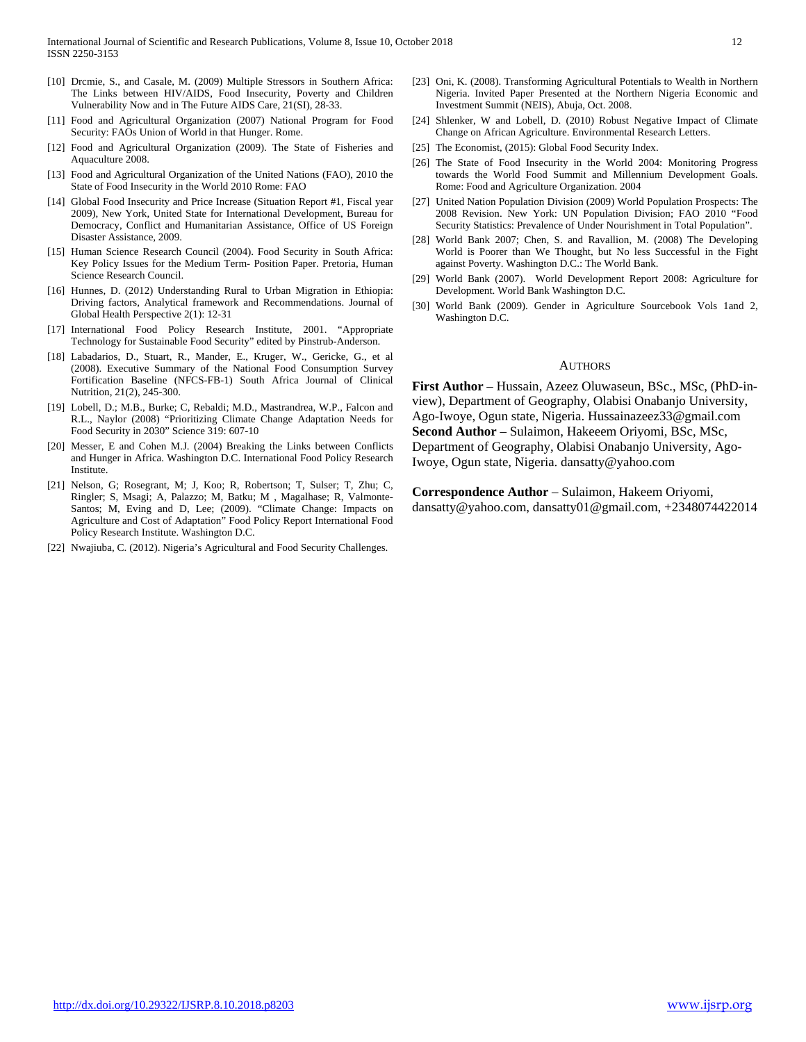[10] Drcmie, S., and Casale, M. (2009) Multiple Stressors in Southern Africa: The Links between HIV/AIDS, Food Insecurity, Poverty and Children Vulnerability Now and in The Future AIDS Care, 21(SI), 28-33.

[11] Food and Agricultural Organization (2007) National Program for Food Security: FAOs Union of World in that Hunger. Rome.

[12] Food and Agricultural Organization (2009). The State of Fisheries and Aquaculture 2008.

[13] Food and Agricultural Organization of the United Nations (FAO), 2010 the State of Food Insecurity in the World 2010 Rome: FAO

[14] Global Food Insecurity and Price Increase (Situation Report #1, Fiscal year 2009), New York, United State for International Development, Bureau for Democracy, Conflict and Humanitarian Assistance, Office of US Foreign Disaster Assistance, 2009.

[15] Human Science Research Council (2004). Food Security in South Africa: Key Policy Issues for the Medium Term- Position Paper. Pretoria, Human Science Research Council.

[16] Hunnes, D. (2012) Understanding Rural to Urban Migration in Ethiopia: Driving factors, Analytical framework and Recommendations. Journal of Global Health Perspective 2(1): 12-31

[17] International Food Policy Research Institute, 2001. "Appropriate Technology for Sustainable Food Security" edited by Pinstrub-Anderson.

[18] Labadarios, D., Stuart, R., Mander, E., Kruger, W., Gericke, G., et al (2008). Executive Summary of the National Food Consumption Survey Fortification Baseline (NFCS-FB-1) South Africa Journal of Clinical Nutrition, 21(2), 245-300.

[19] Lobell, D.; M.B., Burke; C, Rebaldi; M.D., Mastrandrea, W.P., Falcon and R.L., Naylor (2008) "Prioritizing Climate Change Adaptation Needs for Food Security in 2030" Science 319: 607-10

[20] Messer, E and Cohen M.J. (2004) Breaking the Links between Conflicts and Hunger in Africa. Washington D.C. International Food Policy Research Institute.

[21] Nelson, G; Rosegrant, M; J, Koo; R, Robertson; T, Sulser; T, Zhu; C, Ringler; S, Msagi; A, Palazzo; M, Batku; M , Magalhase; R, Valmonte-Santos; M, Eving and D, Lee; (2009). "Climate Change: Impacts on Agriculture and Cost of Adaptation" Food Policy Report International Food Policy Research Institute. Washington D.C.

[22] Nwajiuba, C. (2012). Nigeria's Agricultural and Food Security Challenges.

[23] Oni, K. (2008). Transforming Agricultural Potentials to Wealth in Northern Nigeria. Invited Paper Presented at the Northern Nigeria Economic and Investment Summit (NEIS), Abuja, Oct. 2008.

[24] Shlenker, W and Lobell, D. (2010) Robust Negative Impact of Climate Change on African Agriculture. Environmental Research Letters.

[25] The Economist, (2015): Global Food Security Index.

[26] The State of Food Insecurity in the World 2004: Monitoring Progress towards the World Food Summit and Millennium Development Goals. Rome: Food and Agriculture Organization. 2004

[27] United Nation Population Division (2009) World Population Prospects: The 2008 Revision. New York: UN Population Division; FAO 2010 "Food Security Statistics: Prevalence of Under Nourishment in Total Population".

[28] World Bank 2007; Chen, S. and Ravallion, M. (2008) The Developing World is Poorer than We Thought, but No less Successful in the Fight against Poverty. Washington D.C.: The World Bank.

[29] World Bank (2007). World Development Report 2008: Agriculture for Development. World Bank Washington D.C.

[30] World Bank (2009). Gender in Agriculture Sourcebook Vols 1and 2, Washington D.C.

## AUTHORS

**First Author** – Hussain, Azeez Oluwaseun, BSc., MSc, (PhD-in-view), Department of Geography, Olabisi Onabanjo University, Ago-Iwoye, Ogun state, Nigeria. Hussainazeez33@gmail.com
**Second Author** – Sulaimon, Hakeeem Oriyomi, BSc, MSc, Department of Geography, Olabisi Onabanjo University, Ago-Iwoye, Ogun state, Nigeria. dansatty@yahoo.com

**Correspondence Author** – Sulaimon, Hakeem Oriyomi, dansatty@yahoo.com, dansatty01@gmail.com, +2348074422014